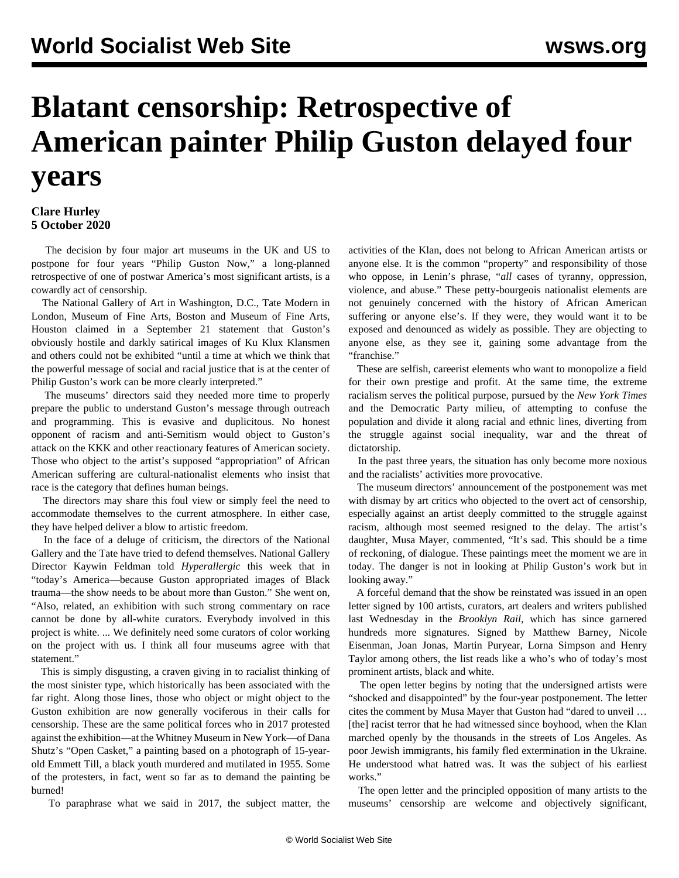# Blatant censorship: Retrospective of American painter Philip Guston delayed four years

**Clare Hurley**
**5 October 2020**

The decision by four major art museums in the UK and US to postpone for four years "Philip Guston Now," a long-planned retrospective of one of postwar America's most significant artists, is a cowardly act of censorship.

The National Gallery of Art in Washington, D.C., Tate Modern in London, Museum of Fine Arts, Boston and Museum of Fine Arts, Houston claimed in a September 21 statement that Guston's obviously hostile and darkly satirical images of Ku Klux Klansmen and others could not be exhibited "until a time at which we think that the powerful message of social and racial justice that is at the center of Philip Guston's work can be more clearly interpreted."

The museums' directors said they needed more time to properly prepare the public to understand Guston's message through outreach and programming. This is evasive and duplicitous. No honest opponent of racism and anti-Semitism would object to Guston's attack on the KKK and other reactionary features of American society. Those who object to the artist's supposed "appropriation" of African American suffering are cultural-nationalist elements who insist that race is the category that defines human beings.

The directors may share this foul view or simply feel the need to accommodate themselves to the current atmosphere. In either case, they have helped deliver a blow to artistic freedom.

In the face of a deluge of criticism, the directors of the National Gallery and the Tate have tried to defend themselves. National Gallery Director Kaywin Feldman told *Hyperallergic* this week that in "today's America—because Guston appropriated images of Black trauma—the show needs to be about more than Guston." She went on, "Also, related, an exhibition with such strong commentary on race cannot be done by all-white curators. Everybody involved in this project is white. ... We definitely need some curators of color working on the project with us. I think all four museums agree with that statement."

This is simply disgusting, a craven giving in to racialist thinking of the most sinister type, which historically has been associated with the far right. Along those lines, those who object or might object to the Guston exhibition are now generally vociferous in their calls for censorship. These are the same political forces who in 2017 protested against the exhibition—at the Whitney Museum in New York—of Dana Shutz's "Open Casket," a painting based on a photograph of 15-year-old Emmett Till, a black youth murdered and mutilated in 1955. Some of the protesters, in fact, went so far as to demand the painting be burned!

To paraphrase what we said in 2017, the subject matter, the activities of the Klan, does not belong to African American artists or anyone else. It is the common "property" and responsibility of those who oppose, in Lenin's phrase, "*all* cases of tyranny, oppression, violence, and abuse." These petty-bourgeois nationalist elements are not genuinely concerned with the history of African American suffering or anyone else's. If they were, they would want it to be exposed and denounced as widely as possible. They are objecting to anyone else, as they see it, gaining some advantage from the "franchise."

These are selfish, careerist elements who want to monopolize a field for their own prestige and profit. At the same time, the extreme racialism serves the political purpose, pursued by the *New York Times* and the Democratic Party milieu, of attempting to confuse the population and divide it along racial and ethnic lines, diverting from the struggle against social inequality, war and the threat of dictatorship.

In the past three years, the situation has only become more noxious and the racialists' activities more provocative.

The museum directors' announcement of the postponement was met with dismay by art critics who objected to the overt act of censorship, especially against an artist deeply committed to the struggle against racism, although most seemed resigned to the delay. The artist's daughter, Musa Mayer, commented, "It's sad. This should be a time of reckoning, of dialogue. These paintings meet the moment we are in today. The danger is not in looking at Philip Guston's work but in looking away."

A forceful demand that the show be reinstated was issued in an open letter signed by 100 artists, curators, art dealers and writers published last Wednesday in the *Brooklyn Rail*, which has since garnered hundreds more signatures. Signed by Matthew Barney, Nicole Eisenman, Joan Jonas, Martin Puryear, Lorna Simpson and Henry Taylor among others, the list reads like a who's who of today's most prominent artists, black and white.

The open letter begins by noting that the undersigned artists were "shocked and disappointed" by the four-year postponement. The letter cites the comment by Musa Mayer that Guston had "dared to unveil … [the] racist terror that he had witnessed since boyhood, when the Klan marched openly by the thousands in the streets of Los Angeles. As poor Jewish immigrants, his family fled extermination in the Ukraine. He understood what hatred was. It was the subject of his earliest works."

The open letter and the principled opposition of many artists to the museums' censorship are welcome and objectively significant,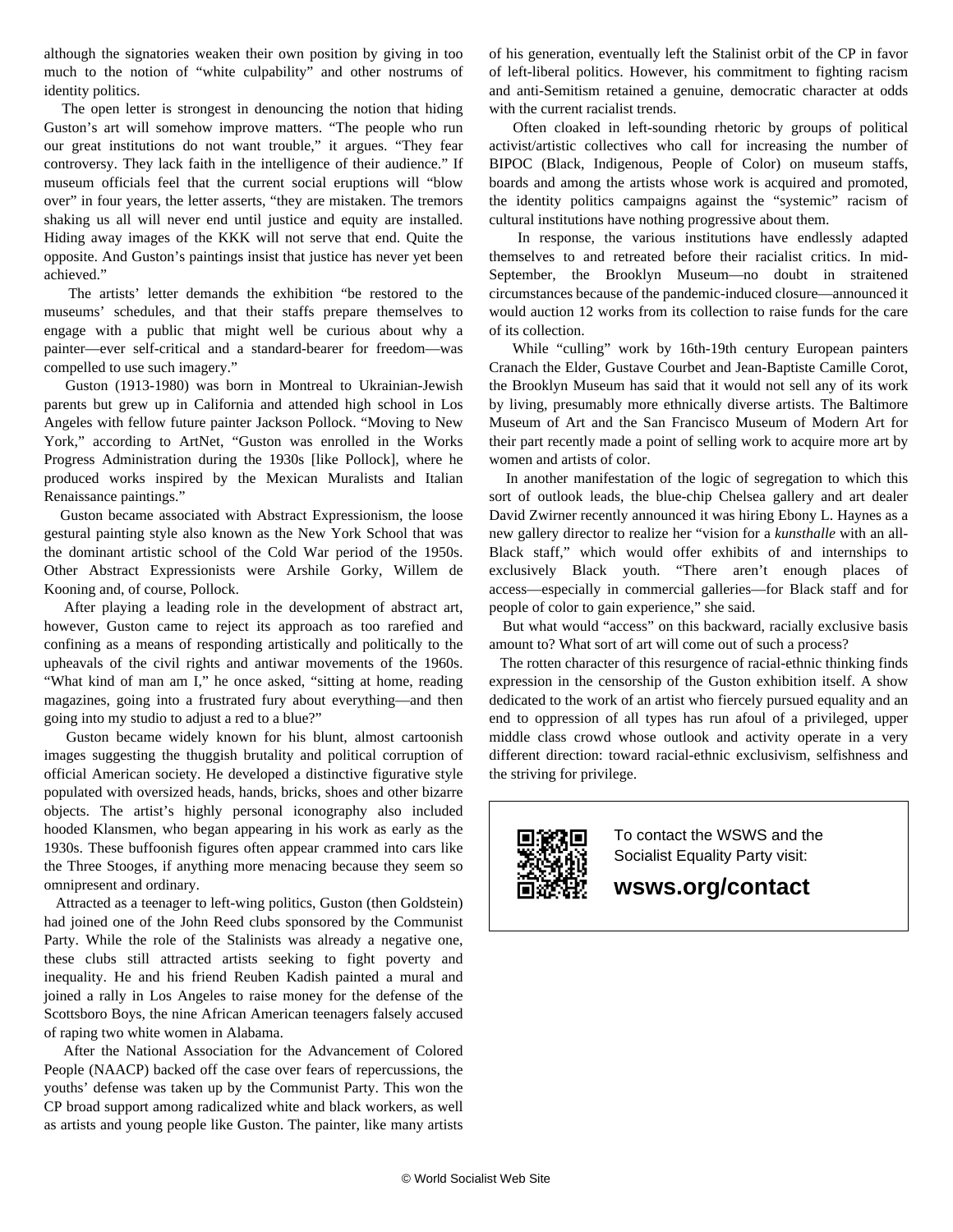although the signatories weaken their own position by giving in too much to the notion of "white culpability" and other nostrums of identity politics.

The open letter is strongest in denouncing the notion that hiding Guston's art will somehow improve matters. "The people who run our great institutions do not want trouble," it argues. "They fear controversy. They lack faith in the intelligence of their audience." If museum officials feel that the current social eruptions will "blow over" in four years, the letter asserts, "they are mistaken. The tremors shaking us all will never end until justice and equity are installed. Hiding away images of the KKK will not serve that end. Quite the opposite. And Guston's paintings insist that justice has never yet been achieved."

The artists' letter demands the exhibition "be restored to the museums' schedules, and that their staffs prepare themselves to engage with a public that might well be curious about why a painter—ever self-critical and a standard-bearer for freedom—was compelled to use such imagery."

Guston (1913-1980) was born in Montreal to Ukrainian-Jewish parents but grew up in California and attended high school in Los Angeles with fellow future painter Jackson Pollock. "Moving to New York," according to ArtNet, "Guston was enrolled in the Works Progress Administration during the 1930s [like Pollock], where he produced works inspired by the Mexican Muralists and Italian Renaissance paintings."

Guston became associated with Abstract Expressionism, the loose gestural painting style also known as the New York School that was the dominant artistic school of the Cold War period of the 1950s. Other Abstract Expressionists were Arshile Gorky, Willem de Kooning and, of course, Pollock.

After playing a leading role in the development of abstract art, however, Guston came to reject its approach as too rarefied and confining as a means of responding artistically and politically to the upheavals of the civil rights and antiwar movements of the 1960s. "What kind of man am I," he once asked, "sitting at home, reading magazines, going into a frustrated fury about everything—and then going into my studio to adjust a red to a blue?"

Guston became widely known for his blunt, almost cartoonish images suggesting the thuggish brutality and political corruption of official American society. He developed a distinctive figurative style populated with oversized heads, hands, bricks, shoes and other bizarre objects. The artist's highly personal iconography also included hooded Klansmen, who began appearing in his work as early as the 1930s. These buffoonish figures often appear crammed into cars like the Three Stooges, if anything more menacing because they seem so omnipresent and ordinary.

Attracted as a teenager to left-wing politics, Guston (then Goldstein) had joined one of the John Reed clubs sponsored by the Communist Party. While the role of the Stalinists was already a negative one, these clubs still attracted artists seeking to fight poverty and inequality. He and his friend Reuben Kadish painted a mural and joined a rally in Los Angeles to raise money for the defense of the Scottsboro Boys, the nine African American teenagers falsely accused of raping two white women in Alabama.

After the National Association for the Advancement of Colored People (NAACP) backed off the case over fears of repercussions, the youths' defense was taken up by the Communist Party. This won the CP broad support among radicalized white and black workers, as well as artists and young people like Guston. The painter, like many artists of his generation, eventually left the Stalinist orbit of the CP in favor of left-liberal politics. However, his commitment to fighting racism and anti-Semitism retained a genuine, democratic character at odds with the current racialist trends.

Often cloaked in left-sounding rhetoric by groups of political activist/artistic collectives who call for increasing the number of BIPOC (Black, Indigenous, People of Color) on museum staffs, boards and among the artists whose work is acquired and promoted, the identity politics campaigns against the "systemic" racism of cultural institutions have nothing progressive about them.

In response, the various institutions have endlessly adapted themselves to and retreated before their racialist critics. In mid-September, the Brooklyn Museum—no doubt in straitened circumstances because of the pandemic-induced closure—announced it would auction 12 works from its collection to raise funds for the care of its collection.

While "culling" work by 16th-19th century European painters Cranach the Elder, Gustave Courbet and Jean-Baptiste Camille Corot, the Brooklyn Museum has said that it would not sell any of its work by living, presumably more ethnically diverse artists. The Baltimore Museum of Art and the San Francisco Museum of Modern Art for their part recently made a point of selling work to acquire more art by women and artists of color.

In another manifestation of the logic of segregation to which this sort of outlook leads, the blue-chip Chelsea gallery and art dealer David Zwirner recently announced it was hiring Ebony L. Haynes as a new gallery director to realize her "vision for a *kunsthalle* with an all-Black staff," which would offer exhibits of and internships to exclusively Black youth. "There aren't enough places of access—especially in commercial galleries—for Black staff and for people of color to gain experience," she said.

But what would "access" on this backward, racially exclusive basis amount to? What sort of art will come out of such a process?

The rotten character of this resurgence of racial-ethnic thinking finds expression in the censorship of the Guston exhibition itself. A show dedicated to the work of an artist who fiercely pursued equality and an end to oppression of all types has run afoul of a privileged, upper middle class crowd whose outlook and activity operate in a very different direction: toward racial-ethnic exclusivism, selfishness and the striving for privilege.

To contact the WSWS and the Socialist Equality Party visit:

**wsws.org/contact**